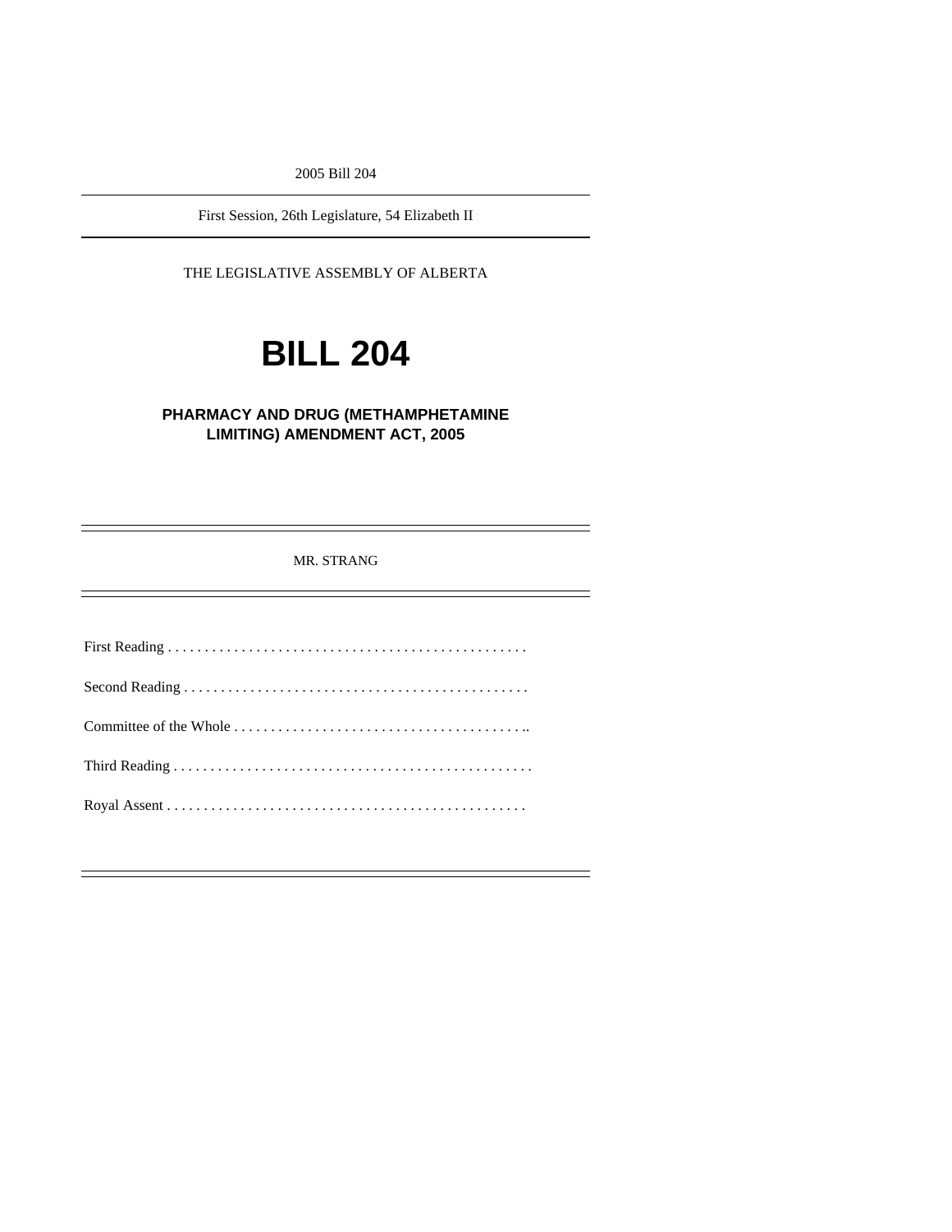2005 Bill 204

---

First Session, 26th Legislature, 54 Elizabeth II

---

THE LEGISLATIVE ASSEMBLY OF ALBERTA

# BILL 204

## PHARMACY AND DRUG (METHAMPHETAMINE LIMITING) AMENDMENT ACT, 2005

---

MR. STRANG

---

First Reading . . . . . . . . . . . . . . . . . . . . . . . . . . . . . . . . . . . . . . . . . . . . . . . . .

Second Reading . . . . . . . . . . . . . . . . . . . . . . . . . . . . . . . . . . . . . . . . . . . . . . .

Committee of the Whole . . . . . . . . . . . . . . . . . . . . . . . . . . . . . . . . . . . . . . . ..

Third Reading . . . . . . . . . . . . . . . . . . . . . . . . . . . . . . . . . . . . . . . . . . . . . . . . .

Royal Assent . . . . . . . . . . . . . . . . . . . . . . . . . . . . . . . . . . . . . . . . . . . . . . . . .

---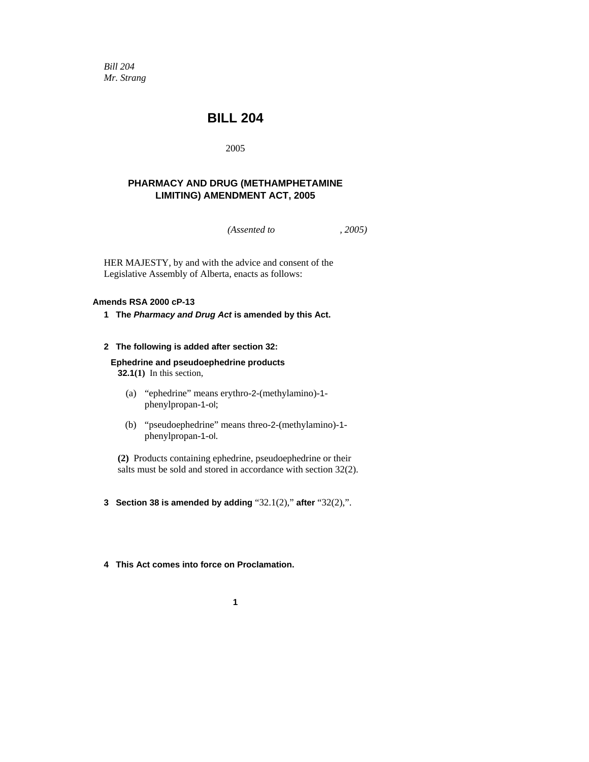*Bill 204*
*Mr. Strang*

# BILL 204

2005

## PHARMACY AND DRUG (METHAMPHETAMINE LIMITING) AMENDMENT ACT, 2005

*(Assented to , 2005)*

HER MAJESTY, by and with the advice and consent of the Legislative Assembly of Alberta, enacts as follows:

**Amends RSA 2000 cP-13**

**1 The *Pharmacy and Drug Act* is amended by this Act.**

**2 The following is added after section 32:**

**Ephedrine and pseudoephedrine products**

**32.1(1)** In this section,

(a) "ephedrine" means erythro-2-(methylamino)-1-phenylpropan-1-ol;

(b) "pseudoephedrine" means threo-2-(methylamino)-1-phenylpropan-1-ol.

**(2)** Products containing ephedrine, pseudoephedrine or their salts must be sold and stored in accordance with section 32(2).

**3 Section 38 is amended by adding** "32.1(2)," **after** "32(2),".

**4 This Act comes into force on Proclamation.**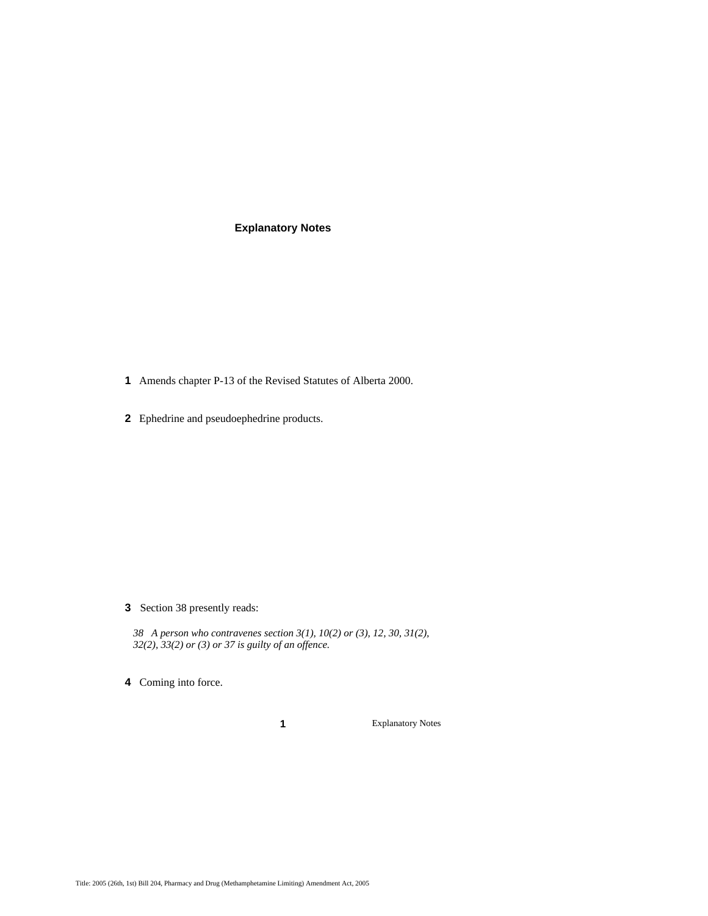## Explanatory Notes

**1** Amends chapter P-13 of the Revised Statutes of Alberta 2000.

**2** Ephedrine and pseudoephedrine products.

**3** Section 38 presently reads:

*38 A person who contravenes section 3(1), 10(2) or (3), 12, 30, 31(2), 32(2), 33(2) or (3) or 37 is guilty of an offence.*

**4** Coming into force.